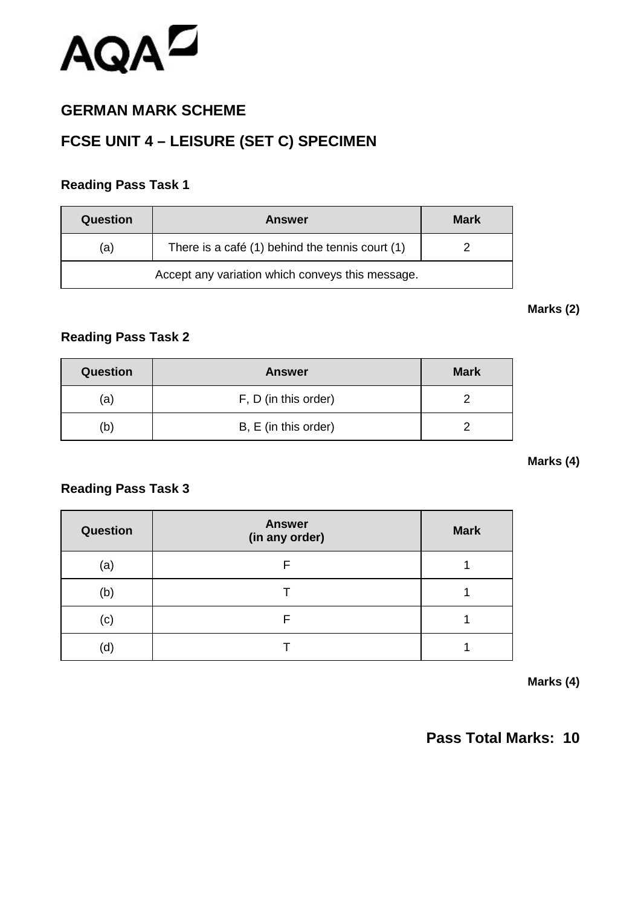AQA

## GERMAN MARK SCHEME

## FCSE UNIT 4 – LEISURE (SET C) SPECIMEN

### Reading Pass Task 1

| Question | Answer | Mark |
|---|---|---|
| (a) | There is a café (1) behind the tennis court (1) | 2 |
| Accept any variation which conveys this message. | | |

**Marks (2)**

### Reading Pass Task 2

| Question | Answer | Mark |
|---|---|---|
| (a) | F, D (in this order) | 2 |
| (b) | B, E (in this order) | 2 |

**Marks (4)**

### Reading Pass Task 3

| Question | Answer (in any order) | Mark |
|---|---|---|
| (a) | F | 1 |
| (b) | T | 1 |
| (c) | F | 1 |
| (d) | T | 1 |

**Marks (4)**

**Pass Total Marks: 10**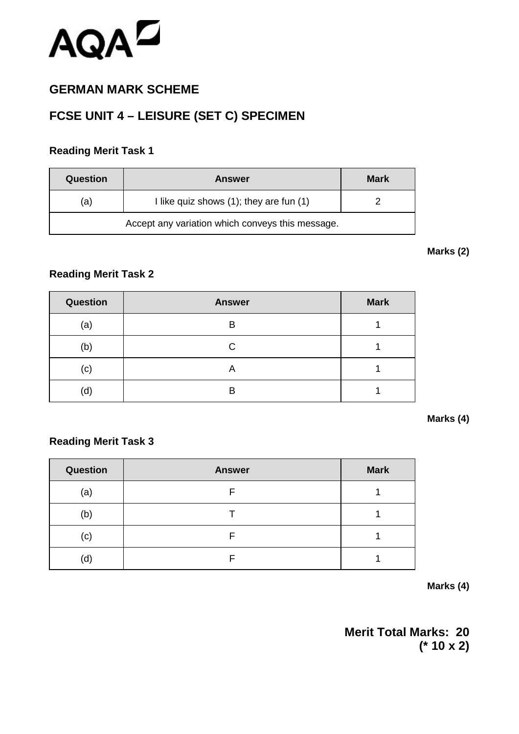## GERMAN MARK SCHEME

## FCSE UNIT 4 – LEISURE (SET C) SPECIMEN

### Reading Merit Task 1

| Question | Answer | Mark |
|---|---|---|
| (a) | I like quiz shows (1); they are fun (1) | 2 |
| Accept any variation which conveys this message. | | |

**Marks (2)**

### Reading Merit Task 2

| Question | Answer | Mark |
|---|---|---|
| (a) | B | 1 |
| (b) | C | 1 |
| (c) | A | 1 |
| (d) | B | 1 |

**Marks (4)**

### Reading Merit Task 3

| Question | Answer | Mark |
|---|---|---|
| (a) | F | 1 |
| (b) | T | 1 |
| (c) | F | 1 |
| (d) | F | 1 |

**Marks (4)**

**Merit Total Marks: 20**
**(* 10 x 2)**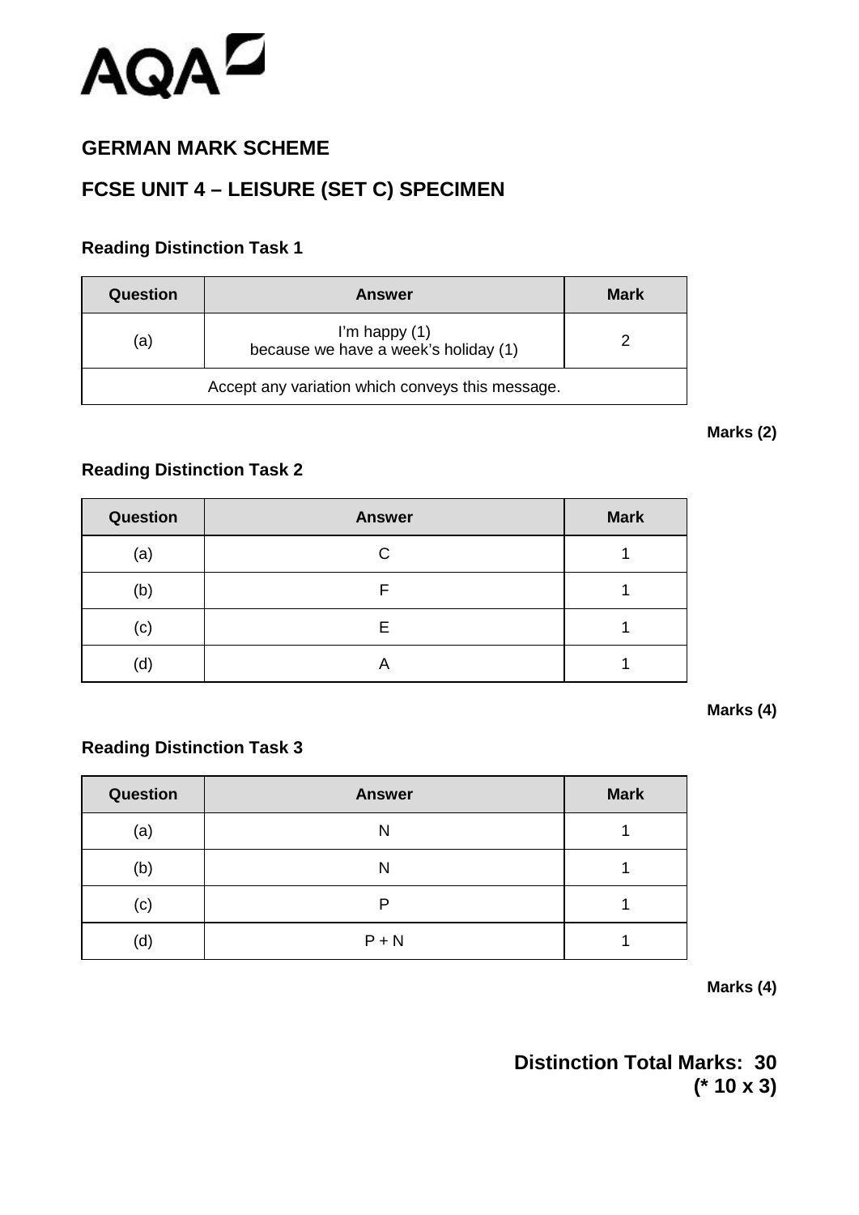AQA

## GERMAN MARK SCHEME

## FCSE UNIT 4 – LEISURE (SET C) SPECIMEN

### Reading Distinction Task 1

| Question | Answer | Mark |
|---|---|---|
| (a) | I'm happy (1)<br>because we have a week's holiday (1) | 2 |
| Accept any variation which conveys this message. | | |

**Marks (2)**

### Reading Distinction Task 2

| Question | Answer | Mark |
|---|---|---|
| (a) | C | 1 |
| (b) | F | 1 |
| (c) | E | 1 |
| (d) | A | 1 |

**Marks (4)**

### Reading Distinction Task 3

| Question | Answer | Mark |
|---|---|---|
| (a) | N | 1 |
| (b) | N | 1 |
| (c) | P | 1 |
| (d) | P + N | 1 |

**Marks (4)**

**Distinction Total Marks: 30**
**(* 10 x 3)**